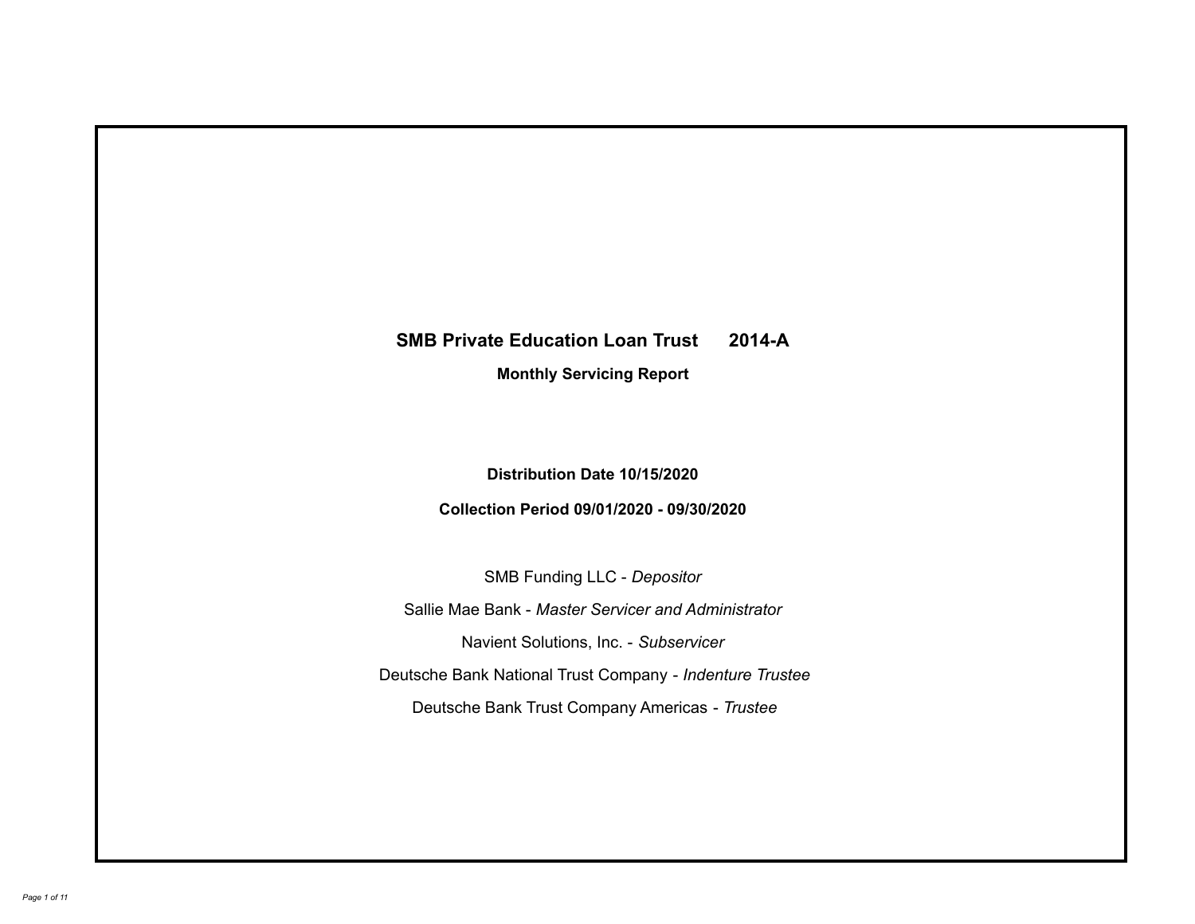# SMB Private Education Loan Trust 2014-A

## Monthly Servicing Report

**Distribution Date 10/15/2020**

**Collection Period 09/01/2020 - 09/30/2020**

SMB Funding LLC - *Depositor*

Sallie Mae Bank - *Master Servicer and Administrator*

Navient Solutions, Inc. - *Subservicer*

Deutsche Bank National Trust Company - *Indenture Trustee*

Deutsche Bank Trust Company Americas - *Trustee*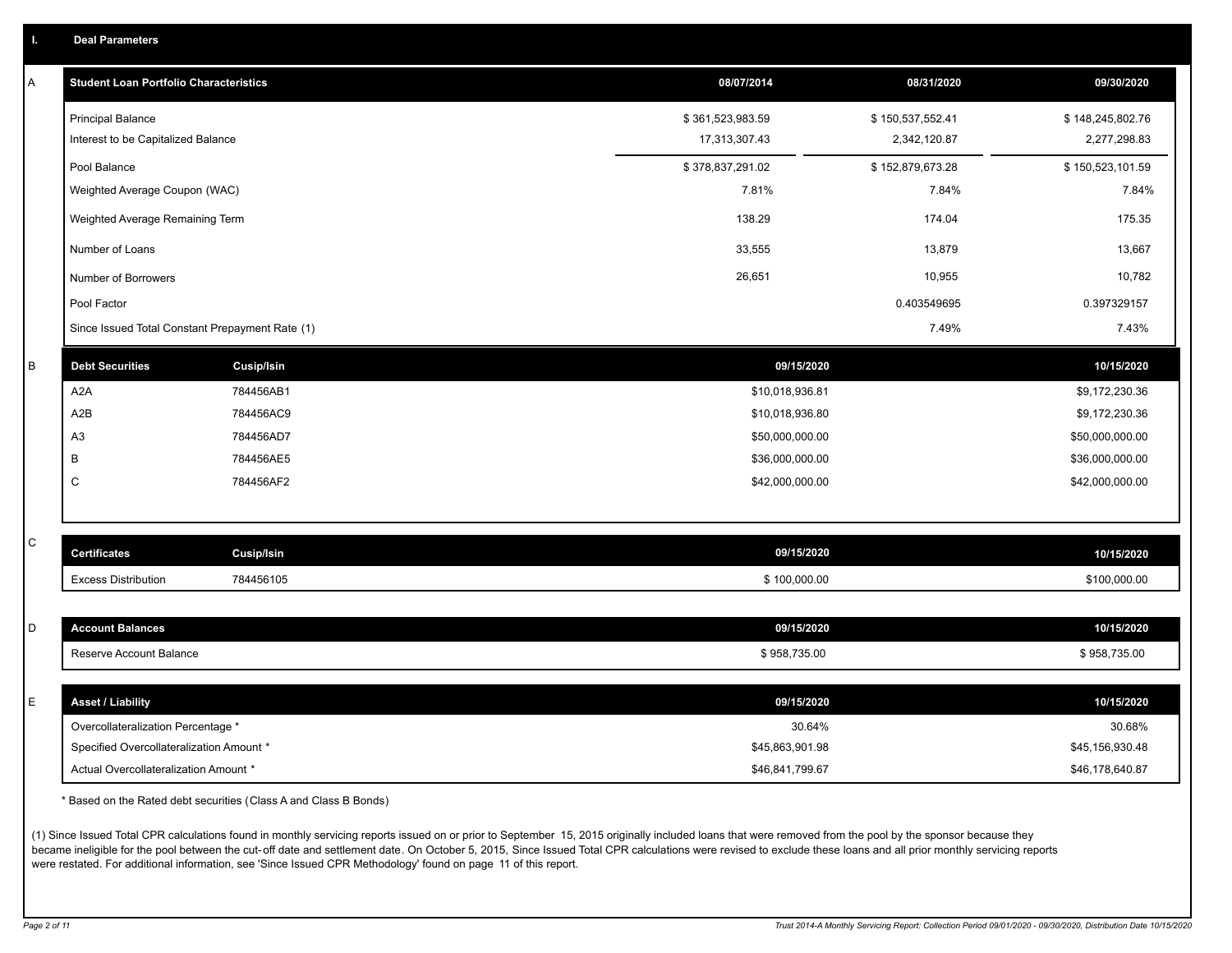## I. Deal Parameters

### A

| Student Loan Portfolio Characteristics | 08/07/2014 | 08/31/2020 | 09/30/2020 |
|---|---|---|---|
| Principal Balance | $ 361,523,983.59 | $ 150,537,552.41 | $ 148,245,802.76 |
| Interest to be Capitalized Balance | 17,313,307.43 | 2,342,120.87 | 2,277,298.83 |
| Pool Balance | $ 378,837,291.02 | $ 152,879,673.28 | $ 150,523,101.59 |
| Weighted Average Coupon (WAC) | 7.81% | 7.84% | 7.84% |
| Weighted Average Remaining Term | 138.29 | 174.04 | 175.35 |
| Number of Loans | 33,555 | 13,879 | 13,667 |
| Number of Borrowers | 26,651 | 10,955 | 10,782 |
| Pool Factor | | 0.403549695 | 0.397329157 |
| Since Issued Total Constant Prepayment Rate (1) | | 7.49% | 7.43% |

### B

| Debt Securities | Cusip/Isin | 09/15/2020 | 10/15/2020 |
|---|---|---|---|
| A2A | 784456AB1 | $10,018,936.81 | $9,172,230.36 |
| A2B | 784456AC9 | $10,018,936.80 | $9,172,230.36 |
| A3 | 784456AD7 | $50,000,000.00 | $50,000,000.00 |
| B | 784456AE5 | $36,000,000.00 | $36,000,000.00 |
| C | 784456AF2 | $42,000,000.00 | $42,000,000.00 |

### C

| Certificates | Cusip/Isin | 09/15/2020 | 10/15/2020 |
|---|---|---|---|
| Excess Distribution | 784456105 | $ 100,000.00 | $100,000.00 |

### D

| Account Balances | 09/15/2020 | 10/15/2020 |
|---|---|---|
| Reserve Account Balance | $ 958,735.00 | $ 958,735.00 |

### E

| Asset / Liability | 09/15/2020 | 10/15/2020 |
|---|---|---|
| Overcollateralization Percentage * | 30.64% | 30.68% |
| Specified Overcollateralization Amount * | $45,863,901.98 | $45,156,930.48 |
| Actual Overcollateralization Amount * | $46,841,799.67 | $46,178,640.87 |

* Based on the Rated debt securities (Class A and Class B Bonds)

(1) Since Issued Total CPR calculations found in monthly servicing reports issued on or prior to September 15, 2015 originally included loans that were removed from the pool by the sponsor because they became ineligible for the pool between the cut-off date and settlement date. On October 5, 2015, Since Issued Total CPR calculations were revised to exclude these loans and all prior monthly servicing reports were restated. For additional information, see 'Since Issued CPR Methodology' found on page 11 of this report.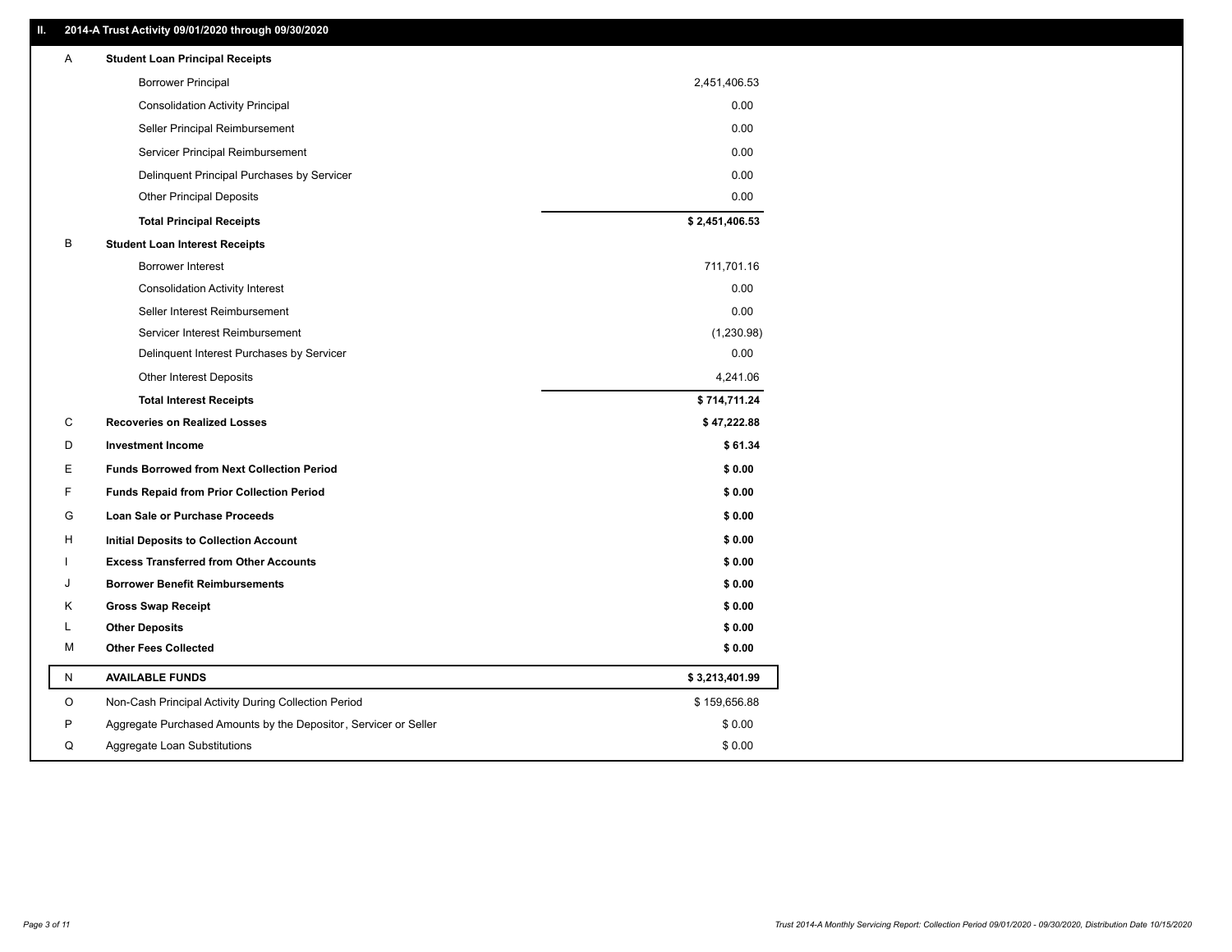## II. 2014-A Trust Activity 09/01/2020 through 09/30/2020

| | | |
|---|---|---|
| A | **Student Loan Principal Receipts** | |
| | Borrower Principal | 2,451,406.53 |
| | Consolidation Activity Principal | 0.00 |
| | Seller Principal Reimbursement | 0.00 |
| | Servicer Principal Reimbursement | 0.00 |
| | Delinquent Principal Purchases by Servicer | 0.00 |
| | Other Principal Deposits | 0.00 |
| | **Total Principal Receipts** | **$ 2,451,406.53** |
| B | **Student Loan Interest Receipts** | |
| | Borrower Interest | 711,701.16 |
| | Consolidation Activity Interest | 0.00 |
| | Seller Interest Reimbursement | 0.00 |
| | Servicer Interest Reimbursement | (1,230.98) |
| | Delinquent Interest Purchases by Servicer | 0.00 |
| | Other Interest Deposits | 4,241.06 |
| | **Total Interest Receipts** | **$ 714,711.24** |
| C | **Recoveries on Realized Losses** | **$ 47,222.88** |
| D | **Investment Income** | **$ 61.34** |
| E | **Funds Borrowed from Next Collection Period** | **$ 0.00** |
| F | **Funds Repaid from Prior Collection Period** | **$ 0.00** |
| G | **Loan Sale or Purchase Proceeds** | **$ 0.00** |
| H | **Initial Deposits to Collection Account** | **$ 0.00** |
| I | **Excess Transferred from Other Accounts** | **$ 0.00** |
| J | **Borrower Benefit Reimbursements** | **$ 0.00** |
| K | **Gross Swap Receipt** | **$ 0.00** |
| L | **Other Deposits** | **$ 0.00** |
| M | **Other Fees Collected** | **$ 0.00** |
| N | **AVAILABLE FUNDS** | **$ 3,213,401.99** |
| O | Non-Cash Principal Activity During Collection Period | $ 159,656.88 |
| P | Aggregate Purchased Amounts by the Depositor, Servicer or Seller | $ 0.00 |
| Q | Aggregate Loan Substitutions | $ 0.00 |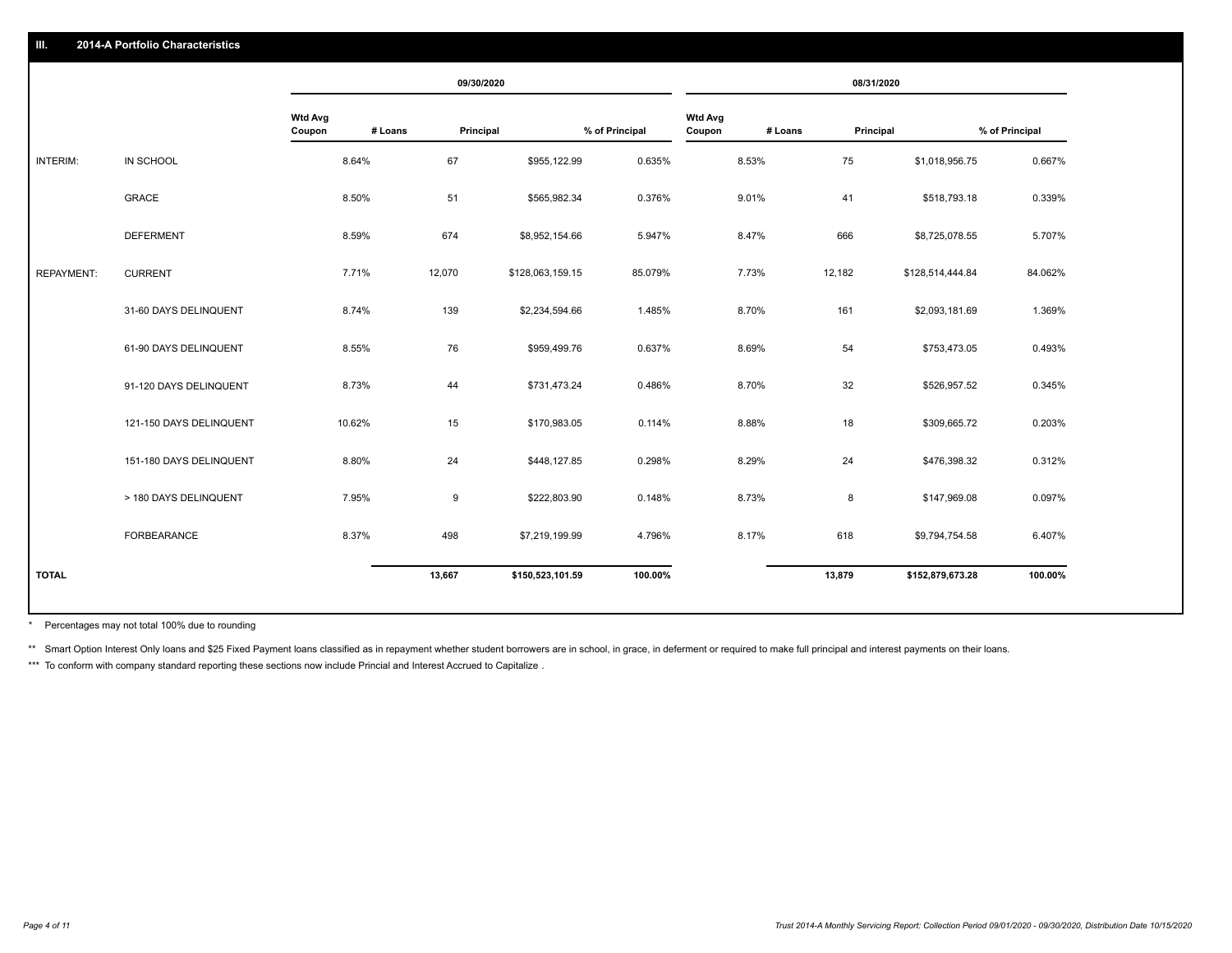## III. 2014-A Portfolio Characteristics

| | | 09/30/2020 | | | | 08/31/2020 | | | |
|---|---|---|---|---|---|---|---|---|---|
| | | Wtd Avg Coupon | # Loans | Principal | % of Principal | Wtd Avg Coupon | # Loans | Principal | % of Principal |
| INTERIM: | IN SCHOOL | 8.64% | 67 | $955,122.99 | 0.635% | 8.53% | 75 | $1,018,956.75 | 0.667% |
| | GRACE | 8.50% | 51 | $565,982.34 | 0.376% | 9.01% | 41 | $518,793.18 | 0.339% |
| | DEFERMENT | 8.59% | 674 | $8,952,154.66 | 5.947% | 8.47% | 666 | $8,725,078.55 | 5.707% |
| REPAYMENT: | CURRENT | 7.71% | 12,070 | $128,063,159.15 | 85.079% | 7.73% | 12,182 | $128,514,444.84 | 84.062% |
| | 31-60 DAYS DELINQUENT | 8.74% | 139 | $2,234,594.66 | 1.485% | 8.70% | 161 | $2,093,181.69 | 1.369% |
| | 61-90 DAYS DELINQUENT | 8.55% | 76 | $959,499.76 | 0.637% | 8.69% | 54 | $753,473.05 | 0.493% |
| | 91-120 DAYS DELINQUENT | 8.73% | 44 | $731,473.24 | 0.486% | 8.70% | 32 | $526,957.52 | 0.345% |
| | 121-150 DAYS DELINQUENT | 10.62% | 15 | $170,983.05 | 0.114% | 8.88% | 18 | $309,665.72 | 0.203% |
| | 151-180 DAYS DELINQUENT | 8.80% | 24 | $448,127.85 | 0.298% | 8.29% | 24 | $476,398.32 | 0.312% |
| | > 180 DAYS DELINQUENT | 7.95% | 9 | $222,803.90 | 0.148% | 8.73% | 8 | $147,969.08 | 0.097% |
| | FORBEARANCE | 8.37% | 498 | $7,219,199.99 | 4.796% | 8.17% | 618 | $9,794,754.58 | 6.407% |
| TOTAL | | | 13,667 | $150,523,101.59 | 100.00% | | 13,879 | $152,879,673.28 | 100.00% |

\* Percentages may not total 100% due to rounding

\*\* Smart Option Interest Only loans and $25 Fixed Payment loans classified as in repayment whether student borrowers are in school, in grace, in deferment or required to make full principal and interest payments on their loans.

\*\*\* To conform with company standard reporting these sections now include Princial and Interest Accrued to Capitalize .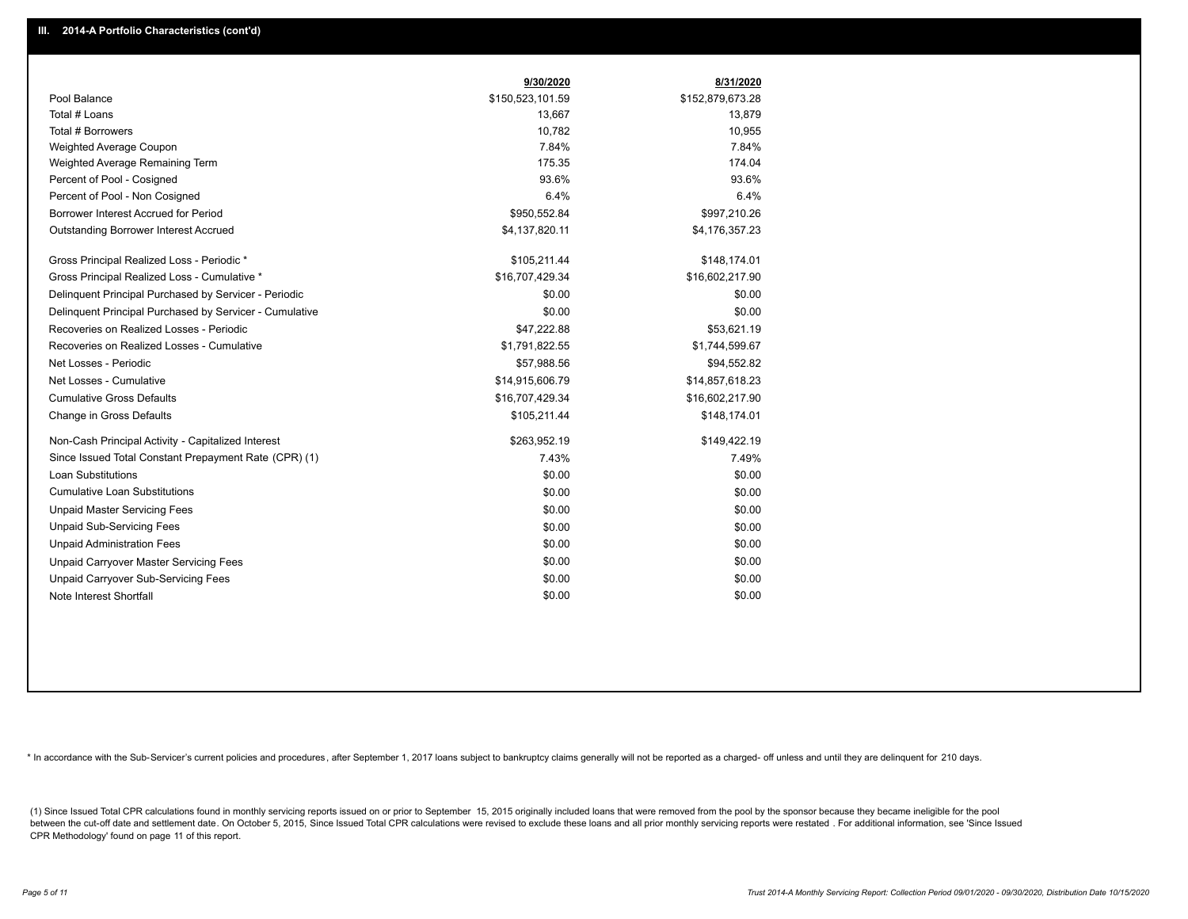## III. 2014-A Portfolio Characteristics (cont'd)

| | 9/30/2020 | 8/31/2020 |
|---|---|---|
| Pool Balance | $150,523,101.59 | $152,879,673.28 |
| Total # Loans | 13,667 | 13,879 |
| Total # Borrowers | 10,782 | 10,955 |
| Weighted Average Coupon | 7.84% | 7.84% |
| Weighted Average Remaining Term | 175.35 | 174.04 |
| Percent of Pool - Cosigned | 93.6% | 93.6% |
| Percent of Pool - Non Cosigned | 6.4% | 6.4% |
| Borrower Interest Accrued for Period | $950,552.84 | $997,210.26 |
| Outstanding Borrower Interest Accrued | $4,137,820.11 | $4,176,357.23 |
| Gross Principal Realized Loss - Periodic * | $105,211.44 | $148,174.01 |
| Gross Principal Realized Loss - Cumulative * | $16,707,429.34 | $16,602,217.90 |
| Delinquent Principal Purchased by Servicer - Periodic | $0.00 | $0.00 |
| Delinquent Principal Purchased by Servicer - Cumulative | $0.00 | $0.00 |
| Recoveries on Realized Losses - Periodic | $47,222.88 | $53,621.19 |
| Recoveries on Realized Losses - Cumulative | $1,791,822.55 | $1,744,599.67 |
| Net Losses - Periodic | $57,988.56 | $94,552.82 |
| Net Losses - Cumulative | $14,915,606.79 | $14,857,618.23 |
| Cumulative Gross Defaults | $16,707,429.34 | $16,602,217.90 |
| Change in Gross Defaults | $105,211.44 | $148,174.01 |
| Non-Cash Principal Activity - Capitalized Interest | $263,952.19 | $149,422.19 |
| Since Issued Total Constant Prepayment Rate (CPR) (1) | 7.43% | 7.49% |
| Loan Substitutions | $0.00 | $0.00 |
| Cumulative Loan Substitutions | $0.00 | $0.00 |
| Unpaid Master Servicing Fees | $0.00 | $0.00 |
| Unpaid Sub-Servicing Fees | $0.00 | $0.00 |
| Unpaid Administration Fees | $0.00 | $0.00 |
| Unpaid Carryover Master Servicing Fees | $0.00 | $0.00 |
| Unpaid Carryover Sub-Servicing Fees | $0.00 | $0.00 |
| Note Interest Shortfall | $0.00 | $0.00 |

* In accordance with the Sub-Servicer's current policies and procedures, after September 1, 2017 loans subject to bankruptcy claims generally will not be reported as a charged- off unless and until they are delinquent for 210 days.

(1) Since Issued Total CPR calculations found in monthly servicing reports issued on or prior to September 15, 2015 originally included loans that were removed from the pool by the sponsor because they became ineligible for the pool between the cut-off date and settlement date. On October 5, 2015, Since Issued Total CPR calculations were revised to exclude these loans and all prior monthly servicing reports were restated . For additional information, see 'Since Issued CPR Methodology' found on page 11 of this report.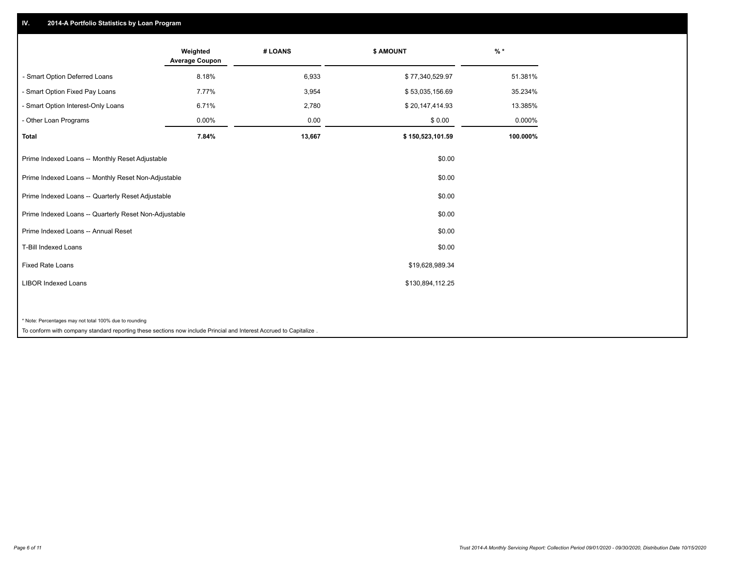## IV. 2014-A Portfolio Statistics by Loan Program

| | Weighted Average Coupon | # LOANS | $ AMOUNT | % * |
|---|---|---|---|---|
| - Smart Option Deferred Loans | 8.18% | 6,933 | $ 77,340,529.97 | 51.381% |
| - Smart Option Fixed Pay Loans | 7.77% | 3,954 | $ 53,035,156.69 | 35.234% |
| - Smart Option Interest-Only Loans | 6.71% | 2,780 | $ 20,147,414.93 | 13.385% |
| - Other Loan Programs | 0.00% | 0.00 | $ 0.00 | 0.000% |
| **Total** | **7.84%** | **13,667** | **$ 150,523,101.59** | **100.000%** |

| | $ AMOUNT |
|---|---|
| Prime Indexed Loans -- Monthly Reset Adjustable | $0.00 |
| Prime Indexed Loans -- Monthly Reset Non-Adjustable | $0.00 |
| Prime Indexed Loans -- Quarterly Reset Adjustable | $0.00 |
| Prime Indexed Loans -- Quarterly Reset Non-Adjustable | $0.00 |
| Prime Indexed Loans -- Annual Reset | $0.00 |
| T-Bill Indexed Loans | $0.00 |
| Fixed Rate Loans | $19,628,989.34 |
| LIBOR Indexed Loans | $130,894,112.25 |

* Note: Percentages may not total 100% due to rounding

To conform with company standard reporting these sections now include Princial and Interest Accrued to Capitalize .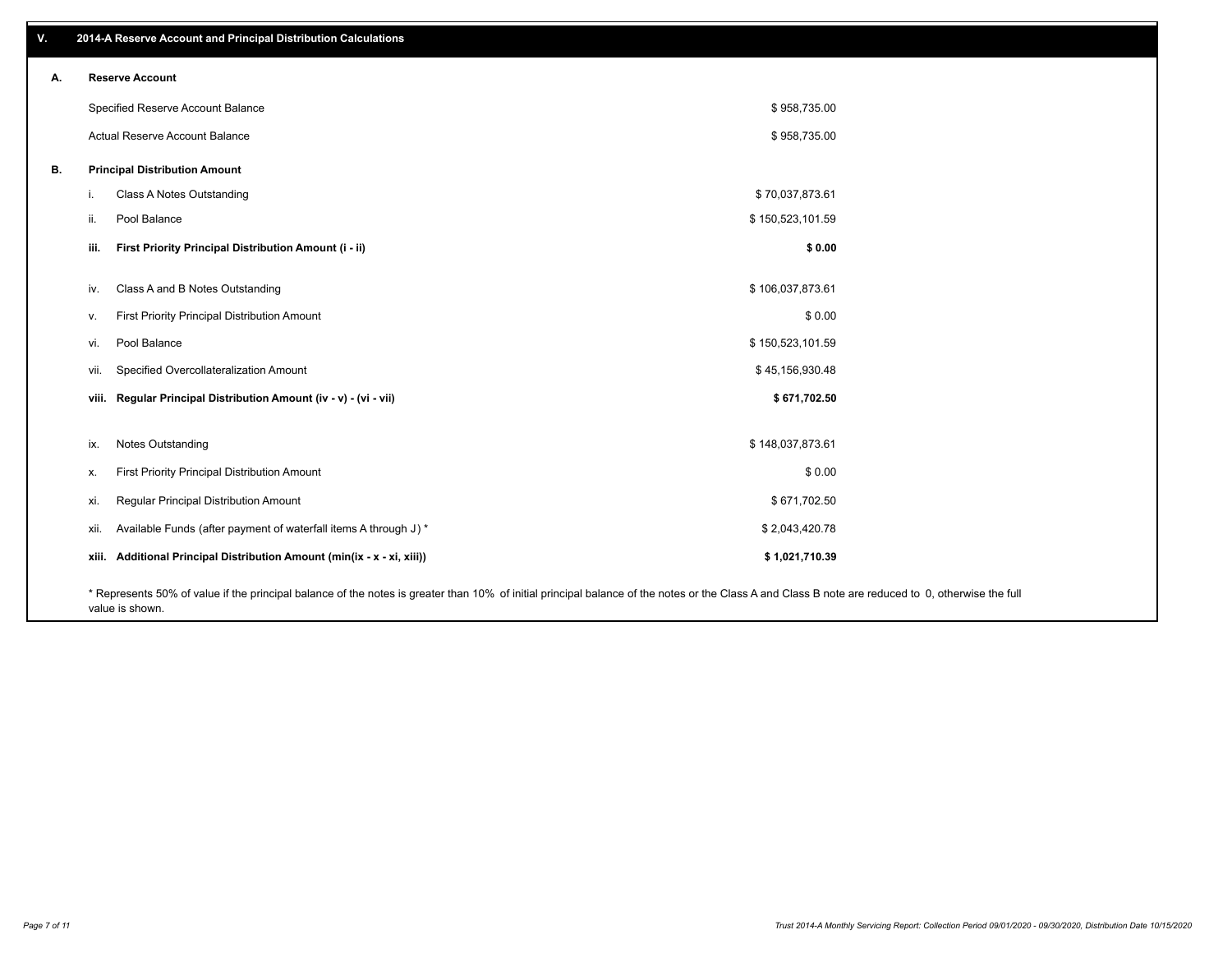## V. 2014-A Reserve Account and Principal Distribution Calculations

### A. Reserve Account

| | |
|---|---|
| Specified Reserve Account Balance | $ 958,735.00 |
| Actual Reserve Account Balance | $ 958,735.00 |

### B. Principal Distribution Amount

| | | |
|---|---|---|
| i. | Class A Notes Outstanding | $ 70,037,873.61 |
| ii. | Pool Balance | $ 150,523,101.59 |
| **iii.** | **First Priority Principal Distribution Amount (i - ii)** | **$ 0.00** |
| iv. | Class A and B Notes Outstanding | $ 106,037,873.61 |
| v. | First Priority Principal Distribution Amount | $ 0.00 |
| vi. | Pool Balance | $ 150,523,101.59 |
| vii. | Specified Overcollateralization Amount | $ 45,156,930.48 |
| **viii.** | **Regular Principal Distribution Amount (iv - v) - (vi - vii)** | **$ 671,702.50** |
| ix. | Notes Outstanding | $ 148,037,873.61 |
| x. | First Priority Principal Distribution Amount | $ 0.00 |
| xi. | Regular Principal Distribution Amount | $ 671,702.50 |
| xii. | Available Funds (after payment of waterfall items A through J) * | $ 2,043,420.78 |
| **xiii.** | **Additional Principal Distribution Amount (min(ix - x - xi, xiii))** | **$ 1,021,710.39** |

* Represents 50% of value if the principal balance of the notes is greater than 10% of initial principal balance of the notes or the Class A and Class B note are reduced to 0, otherwise the full value is shown.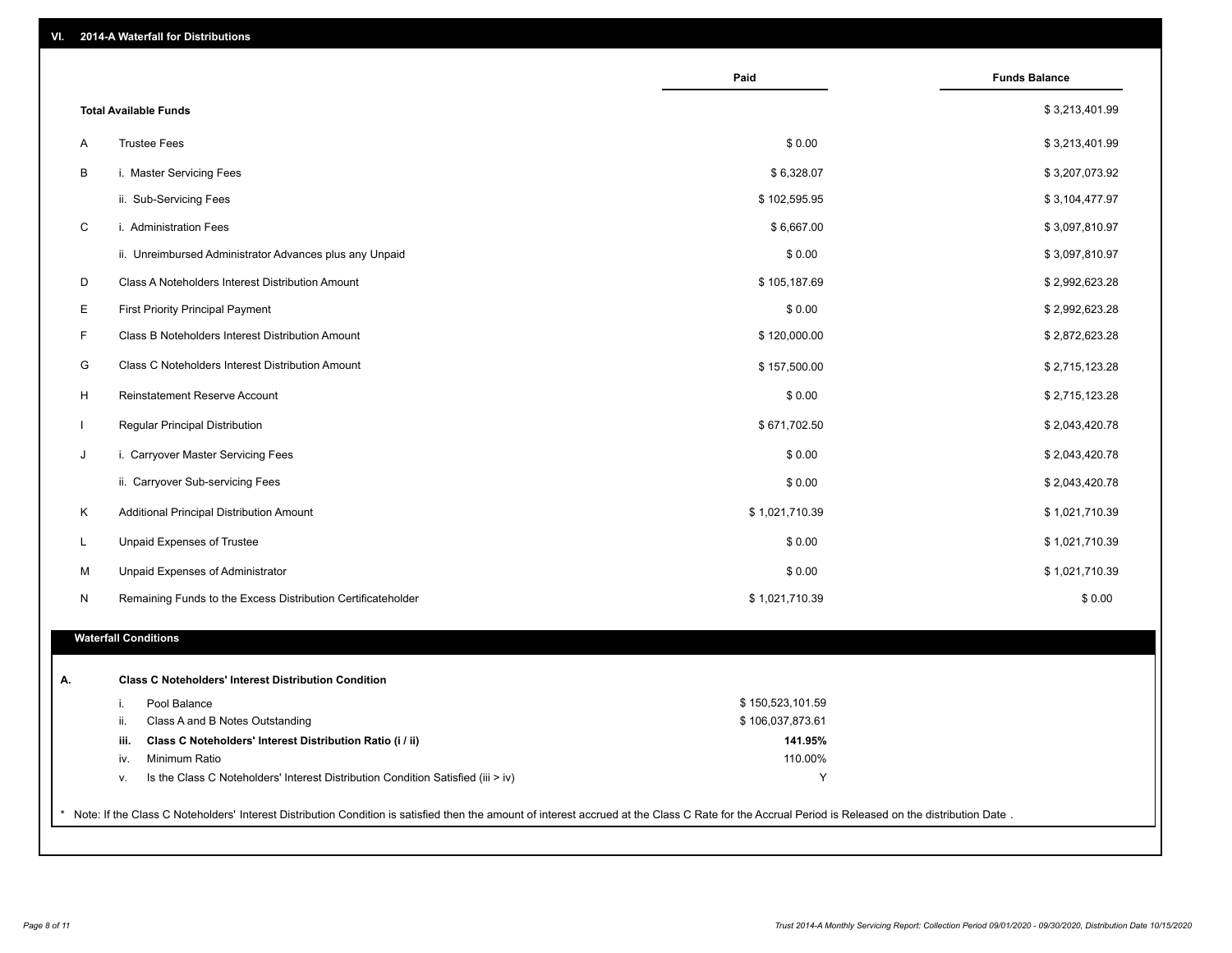## VI. 2014-A Waterfall for Distributions

| | | Paid | Funds Balance |
|---|---|---|---|
| | **Total Available Funds** | | $ 3,213,401.99 |
| A | Trustee Fees | $ 0.00 | $ 3,213,401.99 |
| B | i. Master Servicing Fees | $ 6,328.07 | $ 3,207,073.92 |
| | ii. Sub-Servicing Fees | $ 102,595.95 | $ 3,104,477.97 |
| C | i. Administration Fees | $ 6,667.00 | $ 3,097,810.97 |
| | ii. Unreimbursed Administrator Advances plus any Unpaid | $ 0.00 | $ 3,097,810.97 |
| D | Class A Noteholders Interest Distribution Amount | $ 105,187.69 | $ 2,992,623.28 |
| E | First Priority Principal Payment | $ 0.00 | $ 2,992,623.28 |
| F | Class B Noteholders Interest Distribution Amount | $ 120,000.00 | $ 2,872,623.28 |
| G | Class C Noteholders Interest Distribution Amount | $ 157,500.00 | $ 2,715,123.28 |
| H | Reinstatement Reserve Account | $ 0.00 | $ 2,715,123.28 |
| I | Regular Principal Distribution | $ 671,702.50 | $ 2,043,420.78 |
| J | i. Carryover Master Servicing Fees | $ 0.00 | $ 2,043,420.78 |
| | ii. Carryover Sub-servicing Fees | $ 0.00 | $ 2,043,420.78 |
| K | Additional Principal Distribution Amount | $ 1,021,710.39 | $ 1,021,710.39 |
| L | Unpaid Expenses of Trustee | $ 0.00 | $ 1,021,710.39 |
| M | Unpaid Expenses of Administrator | $ 0.00 | $ 1,021,710.39 |
| N | Remaining Funds to the Excess Distribution Certificateholder | $ 1,021,710.39 | $ 0.00 |

### Waterfall Conditions

| | | | |
|---|---|---|---|
| **A.** | | **Class C Noteholders' Interest Distribution Condition** | |
| | i. | Pool Balance | $ 150,523,101.59 |
| | ii. | Class A and B Notes Outstanding | $ 106,037,873.61 |
| | **iii.** | **Class C Noteholders' Interest Distribution Ratio (i / ii)** | **141.95%** |
| | iv. | Minimum Ratio | 110.00% |
| | v. | Is the Class C Noteholders' Interest Distribution Condition Satisfied (iii > iv) | Y |

* Note: If the Class C Noteholders' Interest Distribution Condition is satisfied then the amount of interest accrued at the Class C Rate for the Accrual Period is Released on the distribution Date .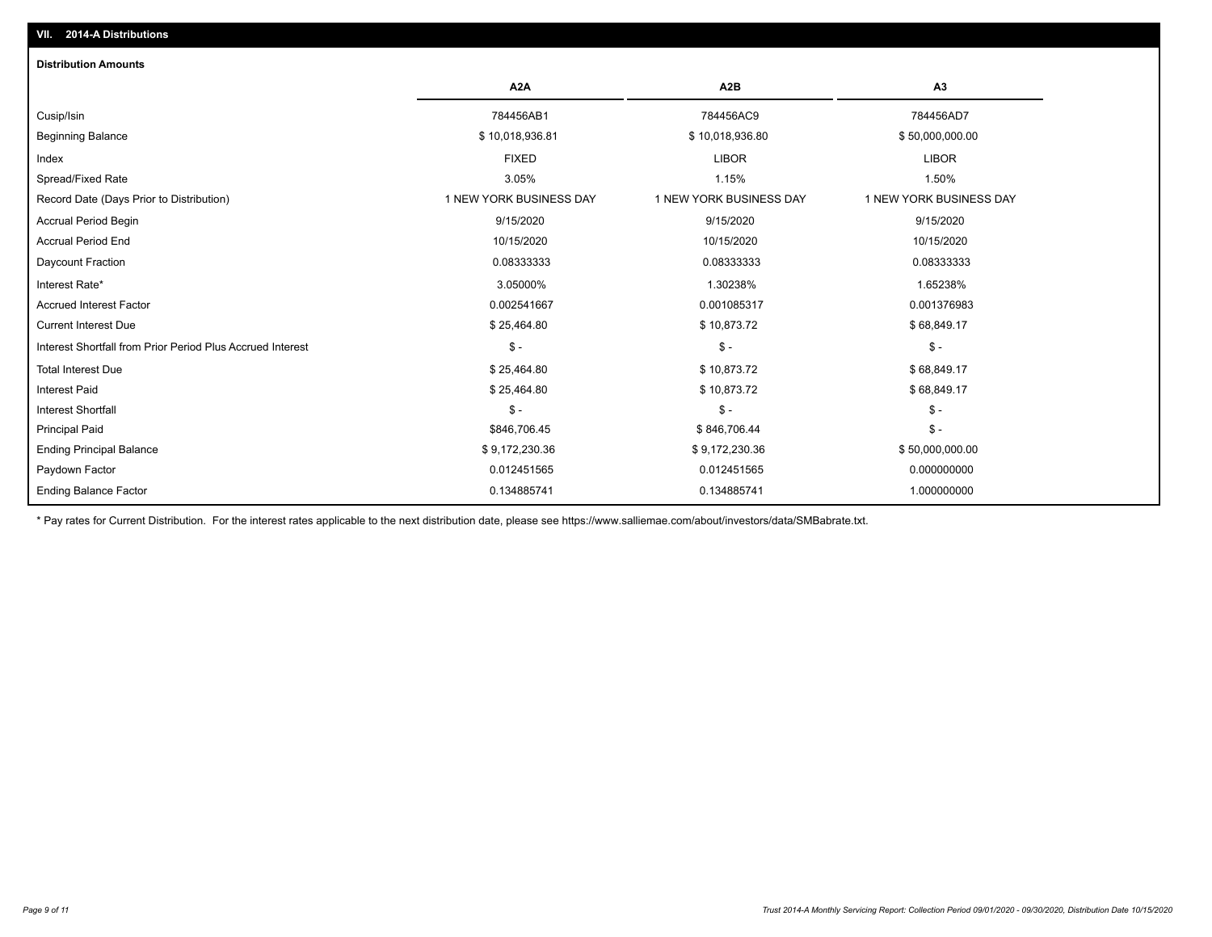## VII. 2014-A Distributions

### Distribution Amounts

| | A2A | A2B | A3 |
|---|---|---|---|
| Cusip/Isin | 784456AB1 | 784456AC9 | 784456AD7 |
| Beginning Balance | $ 10,018,936.81 | $ 10,018,936.80 | $ 50,000,000.00 |
| Index | FIXED | LIBOR | LIBOR |
| Spread/Fixed Rate | 3.05% | 1.15% | 1.50% |
| Record Date (Days Prior to Distribution) | 1 NEW YORK BUSINESS DAY | 1 NEW YORK BUSINESS DAY | 1 NEW YORK BUSINESS DAY |
| Accrual Period Begin | 9/15/2020 | 9/15/2020 | 9/15/2020 |
| Accrual Period End | 10/15/2020 | 10/15/2020 | 10/15/2020 |
| Daycount Fraction | 0.08333333 | 0.08333333 | 0.08333333 |
| Interest Rate* | 3.05000% | 1.30238% | 1.65238% |
| Accrued Interest Factor | 0.002541667 | 0.001085317 | 0.001376983 |
| Current Interest Due | $ 25,464.80 | $ 10,873.72 | $ 68,849.17 |
| Interest Shortfall from Prior Period Plus Accrued Interest | $ - | $ - | $ - |
| Total Interest Due | $ 25,464.80 | $ 10,873.72 | $ 68,849.17 |
| Interest Paid | $ 25,464.80 | $ 10,873.72 | $ 68,849.17 |
| Interest Shortfall | $ - | $ - | $ - |
| Principal Paid | $846,706.45 | $ 846,706.44 | $ - |
| Ending Principal Balance | $ 9,172,230.36 | $ 9,172,230.36 | $ 50,000,000.00 |
| Paydown Factor | 0.012451565 | 0.012451565 | 0.000000000 |
| Ending Balance Factor | 0.134885741 | 0.134885741 | 1.000000000 |

* Pay rates for Current Distribution. For the interest rates applicable to the next distribution date, please see https://www.salliemae.com/about/investors/data/SMBabrate.txt.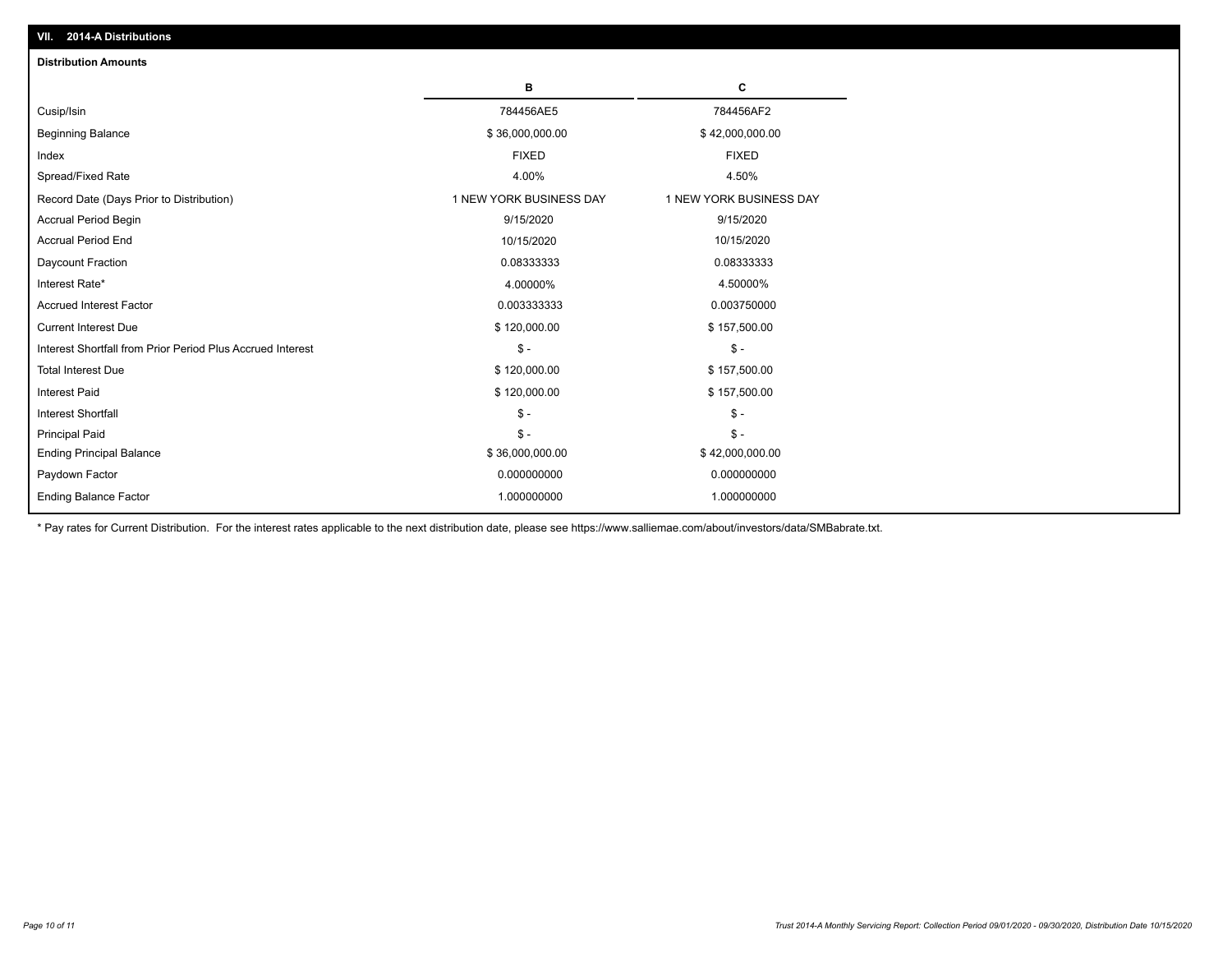## VII. 2014-A Distributions

### Distribution Amounts

| | B | C |
|---|---|---|
| Cusip/Isin | 784456AE5 | 784456AF2 |
| Beginning Balance | $ 36,000,000.00 | $ 42,000,000.00 |
| Index | FIXED | FIXED |
| Spread/Fixed Rate | 4.00% | 4.50% |
| Record Date (Days Prior to Distribution) | 1 NEW YORK BUSINESS DAY | 1 NEW YORK BUSINESS DAY |
| Accrual Period Begin | 9/15/2020 | 9/15/2020 |
| Accrual Period End | 10/15/2020 | 10/15/2020 |
| Daycount Fraction | 0.08333333 | 0.08333333 |
| Interest Rate* | 4.00000% | 4.50000% |
| Accrued Interest Factor | 0.003333333 | 0.003750000 |
| Current Interest Due | $ 120,000.00 | $ 157,500.00 |
| Interest Shortfall from Prior Period Plus Accrued Interest | $ - | $ - |
| Total Interest Due | $ 120,000.00 | $ 157,500.00 |
| Interest Paid | $ 120,000.00 | $ 157,500.00 |
| Interest Shortfall | $ - | $ - |
| Principal Paid | $ - | $ - |
| Ending Principal Balance | $ 36,000,000.00 | $ 42,000,000.00 |
| Paydown Factor | 0.000000000 | 0.000000000 |
| Ending Balance Factor | 1.000000000 | 1.000000000 |

* Pay rates for Current Distribution. For the interest rates applicable to the next distribution date, please see https://www.salliemae.com/about/investors/data/SMBabrate.txt.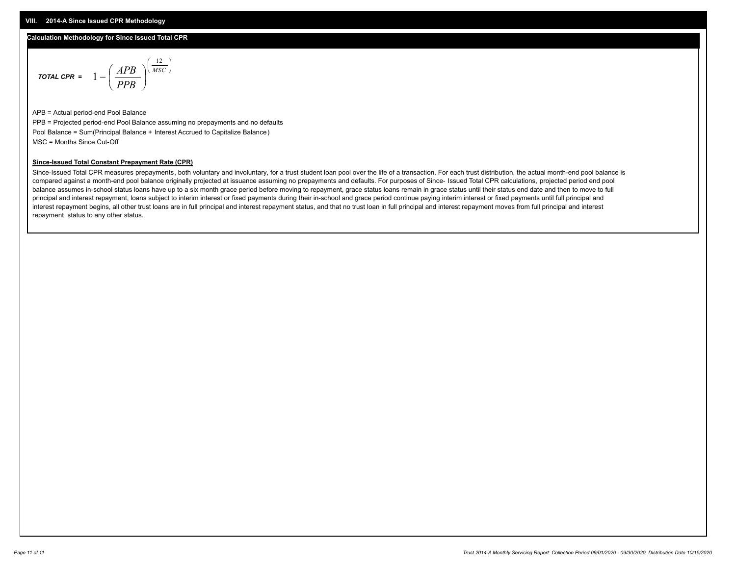## VIII. 2014-A Since Issued CPR Methodology

### Calculation Methodology for Since Issued Total CPR

$$\textbf{TOTAL CPR} = 1 - \left( \frac{APB}{PPB} \right)^{\left( \frac{12}{MSC} \right)}$$

APB = Actual period-end Pool Balance

PPB = Projected period-end Pool Balance assuming no prepayments and no defaults

Pool Balance = Sum(Principal Balance + Interest Accrued to Capitalize Balance)

MSC = Months Since Cut-Off

**Since-Issued Total Constant Prepayment Rate (CPR)**

Since-Issued Total CPR measures prepayments, both voluntary and involuntary, for a trust student loan pool over the life of a transaction. For each trust distribution, the actual month-end pool balance is compared against a month-end pool balance originally projected at issuance assuming no prepayments and defaults. For purposes of Since- Issued Total CPR calculations, projected period end pool balance assumes in-school status loans have up to a six month grace period before moving to repayment, grace status loans remain in grace status until their status end date and then to move to full principal and interest repayment, loans subject to interim interest or fixed payments during their in-school and grace period continue paying interim interest or fixed payments until full principal and interest repayment begins, all other trust loans are in full principal and interest repayment status, and that no trust loan in full principal and interest repayment moves from full principal and interest repayment status to any other status.